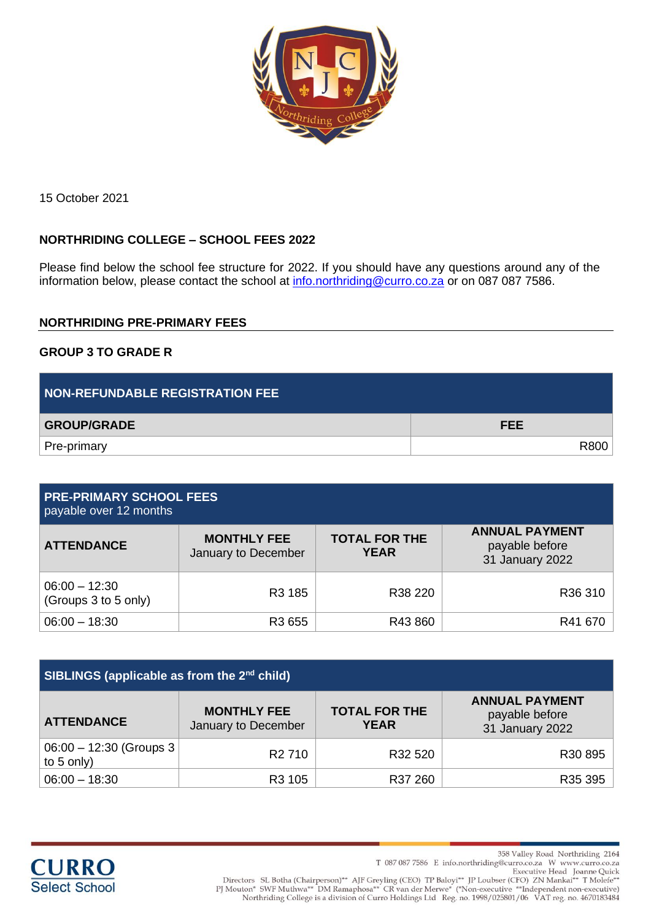15 October 2021

**NORTHRIDING COLLEGE – SCHOOL FEES 2022**

Please find below the school fee structure for 2022. If you should have any questions around any of the information below, please contact the school at info.northriding@curro.co.za or on 087 087 7586.

## NORTHRIDING PRE-PRIMARY FEES

### GROUP 3 TO GRADE R

| NON-REFUNDABLE REGISTRATION FEE | |
|---|---|
| **GROUP/GRADE** | **FEE** |
| Pre-primary | R800 |

| PRE-PRIMARY SCHOOL FEES payable over 12 months | | | |
|---|---|---|---|
| **ATTENDANCE** | **MONTHLY FEE** January to December | **TOTAL FOR THE YEAR** | **ANNUAL PAYMENT** payable before 31 January 2022 |
| 06:00 – 12:30 (Groups 3 to 5 only) | R3 185 | R38 220 | R36 310 |
| 06:00 – 18:30 | R3 655 | R43 860 | R41 670 |

| SIBLINGS (applicable as from the 2nd child) | | | |
|---|---|---|---|
| **ATTENDANCE** | **MONTHLY FEE** January to December | **TOTAL FOR THE YEAR** | **ANNUAL PAYMENT** payable before 31 January 2022 |
| 06:00 – 12:30 (Groups 3 to 5 only) | R2 710 | R32 520 | R30 895 |
| 06:00 – 18:30 | R3 105 | R37 260 | R35 395 |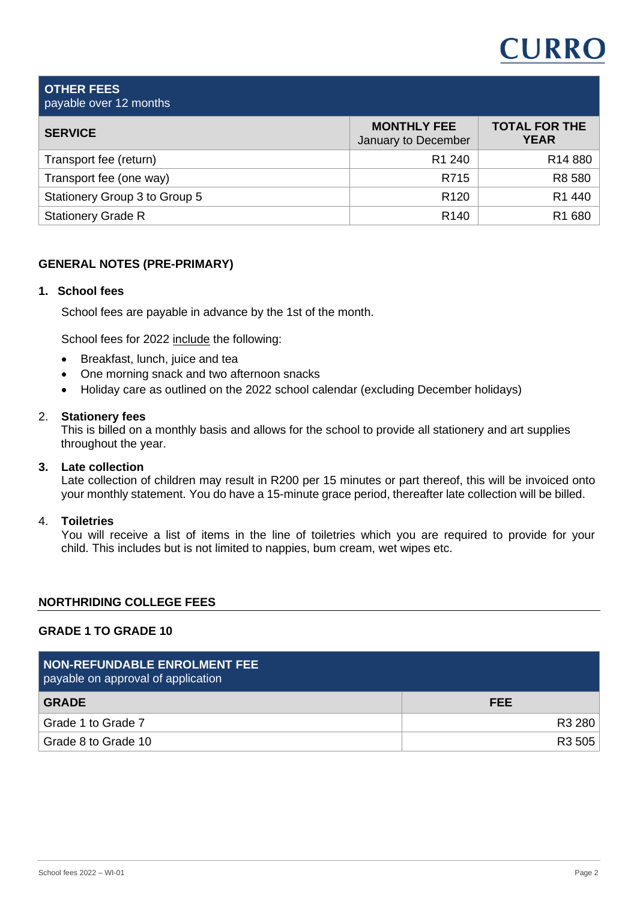| OTHER FEES<br>payable over 12 months | | |
|---|---|---|
| **SERVICE** | **MONTHLY FEE**<br>January to December | **TOTAL FOR THE YEAR** |
| Transport fee (return) | R1 240 | R14 880 |
| Transport fee (one way) | R715 | R8 580 |
| Stationery Group 3 to Group 5 | R120 | R1 440 |
| Stationery Grade R | R140 | R1 680 |

## GENERAL NOTES (PRE-PRIMARY)

### 1. School fees

School fees are payable in advance by the 1st of the month.

School fees for 2022 include the following:

- Breakfast, lunch, juice and tea
- One morning snack and two afternoon snacks
- Holiday care as outlined on the 2022 school calendar (excluding December holidays)

### 2. Stationery fees

This is billed on a monthly basis and allows for the school to provide all stationery and art supplies throughout the year.

### 3. Late collection

Late collection of children may result in R200 per 15 minutes or part thereof, this will be invoiced onto your monthly statement. You do have a 15-minute grace period, thereafter late collection will be billed.

### 4. Toiletries

You will receive a list of items in the line of toiletries which you are required to provide for your child. This includes but is not limited to nappies, bum cream, wet wipes etc.

## NORTHRIDING COLLEGE FEES

### GRADE 1 TO GRADE 10

| NON-REFUNDABLE ENROLMENT FEE<br>payable on approval of application | |
|---|---|
| **GRADE** | **FEE** |
| Grade 1 to Grade 7 | R3 280 |
| Grade 8 to Grade 10 | R3 505 |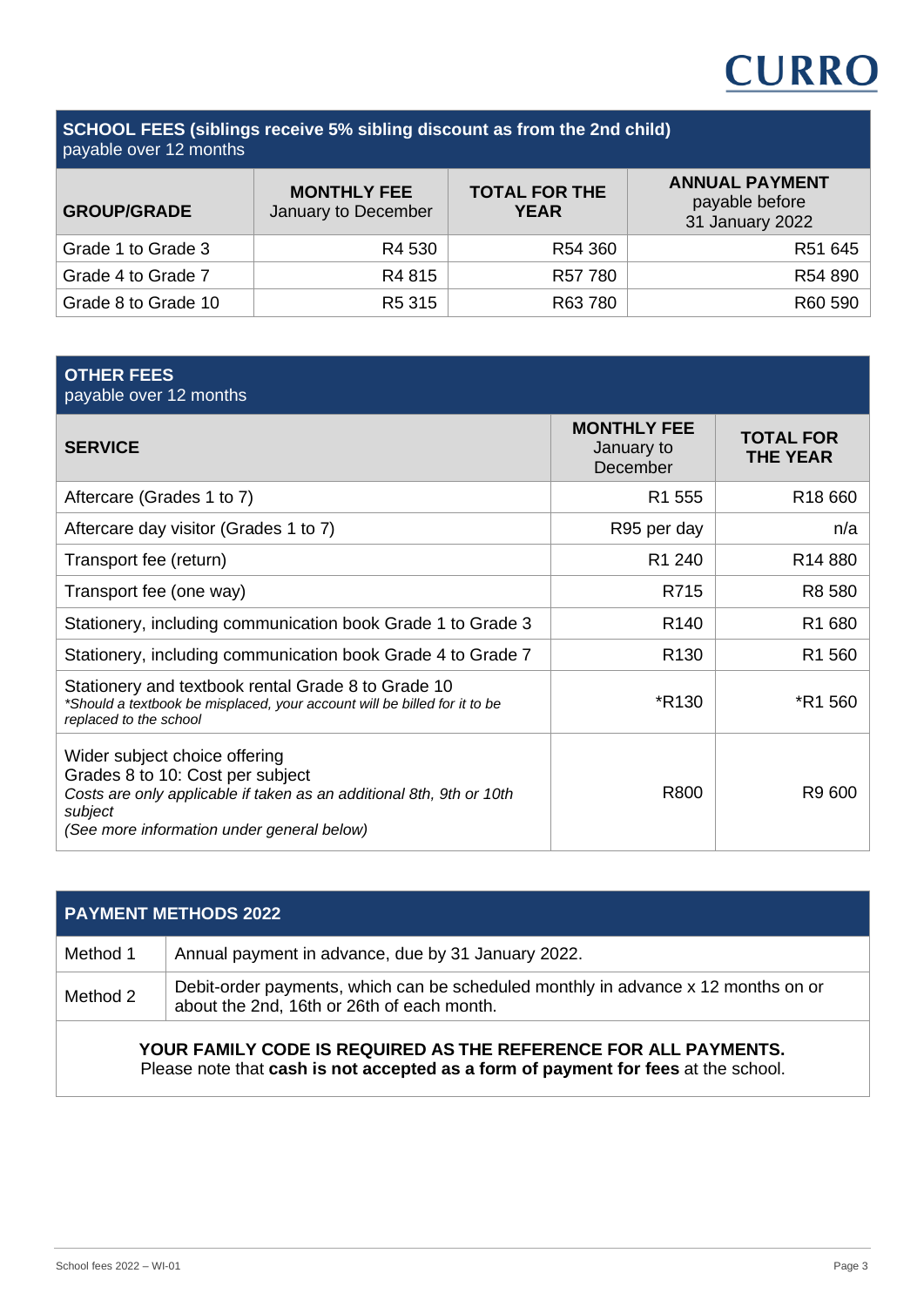CURRO

| **SCHOOL FEES (siblings receive 5% sibling discount as from the 2nd child)** payable over 12 months | | | |
|---|---|---|---|
| **GROUP/GRADE** | **MONTHLY FEE** January to December | **TOTAL FOR THE YEAR** | **ANNUAL PAYMENT** payable before 31 January 2022 |
| Grade 1 to Grade 3 | R4 530 | R54 360 | R51 645 |
| Grade 4 to Grade 7 | R4 815 | R57 780 | R54 890 |
| Grade 8 to Grade 10 | R5 315 | R63 780 | R60 590 |

| **OTHER FEES** payable over 12 months | | |
|---|---|---|
| **SERVICE** | **MONTHLY FEE** January to December | **TOTAL FOR THE YEAR** |
| Aftercare (Grades 1 to 7) | R1 555 | R18 660 |
| Aftercare day visitor (Grades 1 to 7) | R95 per day | n/a |
| Transport fee (return) | R1 240 | R14 880 |
| Transport fee (one way) | R715 | R8 580 |
| Stationery, including communication book Grade 1 to Grade 3 | R140 | R1 680 |
| Stationery, including communication book Grade 4 to Grade 7 | R130 | R1 560 |
| Stationery and textbook rental Grade 8 to Grade 10 *\*Should a textbook be misplaced, your account will be billed for it to be replaced to the school* | \*R130 | \*R1 560 |
| Wider subject choice offering Grades 8 to 10: Cost per subject *Costs are only applicable if taken as an additional 8th, 9th or 10th subject* *(See more information under general below)* | R800 | R9 600 |

| **PAYMENT METHODS 2022** | |
|---|---|
| Method 1 | Annual payment in advance, due by 31 January 2022. |
| Method 2 | Debit-order payments, which can be scheduled monthly in advance x 12 months on or about the 2nd, 16th or 26th of each month. |

**YOUR FAMILY CODE IS REQUIRED AS THE REFERENCE FOR ALL PAYMENTS.**
Please note that **cash is not accepted as a form of payment for fees** at the school.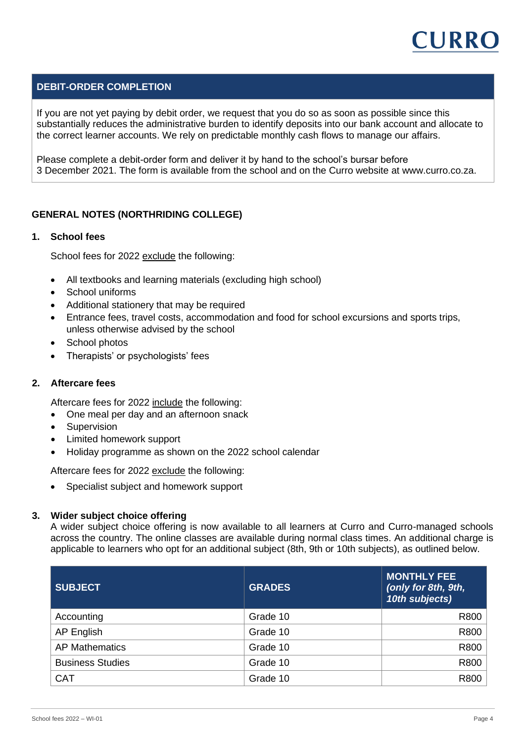## DEBIT-ORDER COMPLETION

If you are not yet paying by debit order, we request that you do so as soon as possible since this substantially reduces the administrative burden to identify deposits into our bank account and allocate to the correct learner accounts. We rely on predictable monthly cash flows to manage our affairs.

Please complete a debit-order form and deliver it by hand to the school's bursar before 3 December 2021. The form is available from the school and on the Curro website at www.curro.co.za.

## GENERAL NOTES (NORTHRIDING COLLEGE)

### 1. School fees

School fees for 2022 <u>exclude</u> the following:

- All textbooks and learning materials (excluding high school)
- School uniforms
- Additional stationery that may be required
- Entrance fees, travel costs, accommodation and food for school excursions and sports trips, unless otherwise advised by the school
- School photos
- Therapists' or psychologists' fees

### 2. Aftercare fees

Aftercare fees for 2022 <u>include</u> the following:

- One meal per day and an afternoon snack
- Supervision
- Limited homework support
- Holiday programme as shown on the 2022 school calendar

Aftercare fees for 2022 <u>exclude</u> the following:

- Specialist subject and homework support

### 3. Wider subject choice offering

A wider subject choice offering is now available to all learners at Curro and Curro-managed schools across the country. The online classes are available during normal class times. An additional charge is applicable to learners who opt for an additional subject (8th, 9th or 10th subjects), as outlined below.

| SUBJECT | GRADES | MONTHLY FEE *(only for 8th, 9th, 10th subjects)* |
|---|---|---:|
| Accounting | Grade 10 | R800 |
| AP English | Grade 10 | R800 |
| AP Mathematics | Grade 10 | R800 |
| Business Studies | Grade 10 | R800 |
| CAT | Grade 10 | R800 |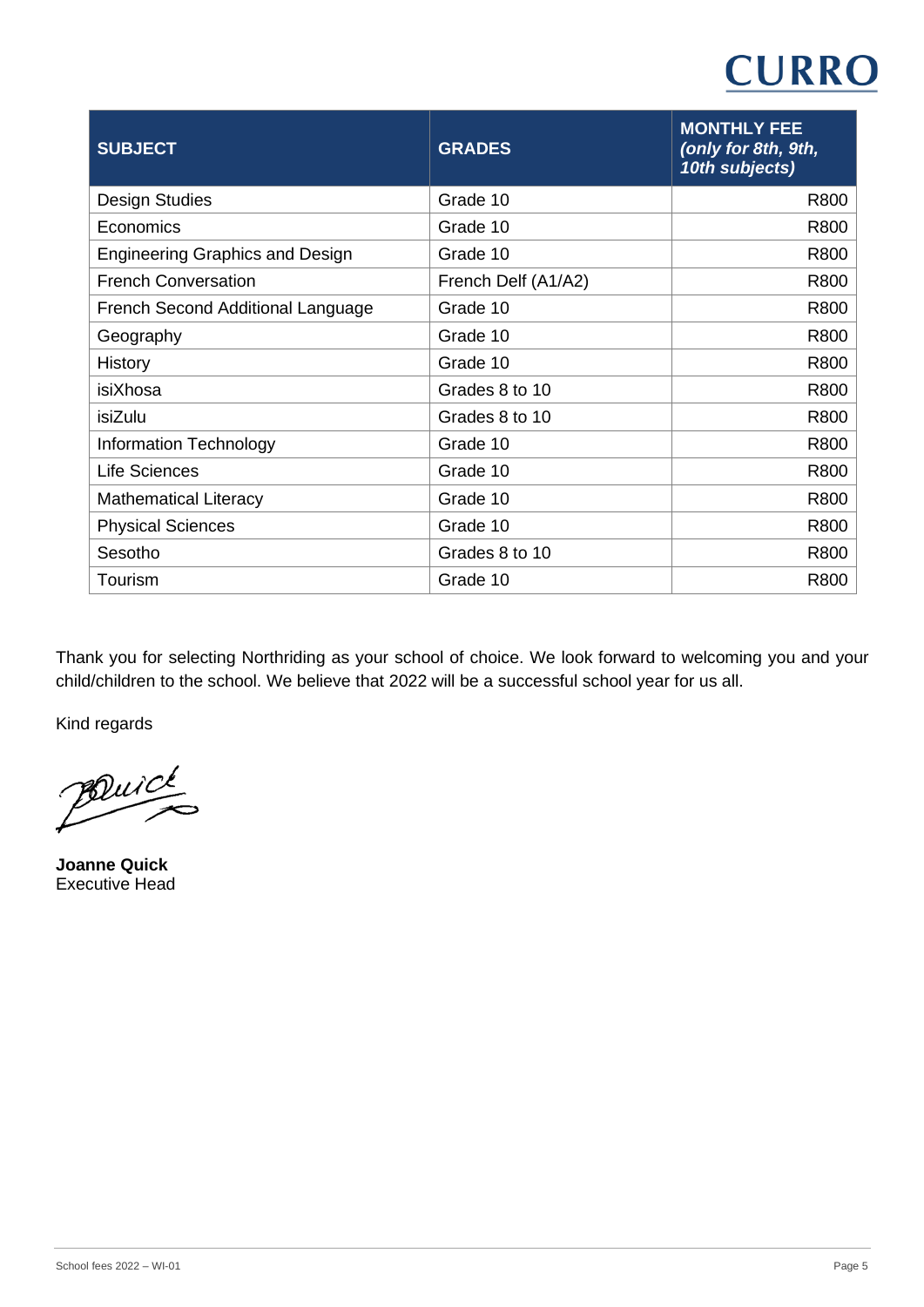| SUBJECT | GRADES | MONTHLY FEE *(only for 8th, 9th, 10th subjects)* |
|---|---|---|
| Design Studies | Grade 10 | R800 |
| Economics | Grade 10 | R800 |
| Engineering Graphics and Design | Grade 10 | R800 |
| French Conversation | French Delf (A1/A2) | R800 |
| French Second Additional Language | Grade 10 | R800 |
| Geography | Grade 10 | R800 |
| History | Grade 10 | R800 |
| isiXhosa | Grades 8 to 10 | R800 |
| isiZulu | Grades 8 to 10 | R800 |
| Information Technology | Grade 10 | R800 |
| Life Sciences | Grade 10 | R800 |
| Mathematical Literacy | Grade 10 | R800 |
| Physical Sciences | Grade 10 | R800 |
| Sesotho | Grades 8 to 10 | R800 |
| Tourism | Grade 10 | R800 |

Thank you for selecting Northriding as your school of choice. We look forward to welcoming you and your child/children to the school. We believe that 2022 will be a successful school year for us all.

Kind regards

**Joanne Quick**
Executive Head